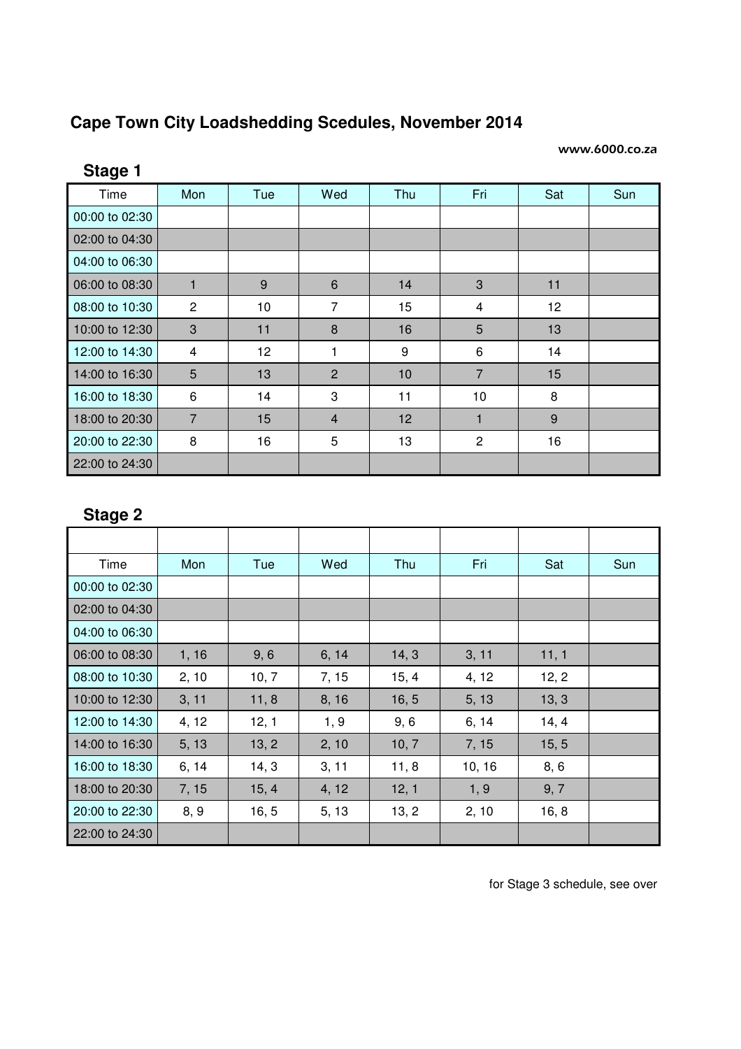# Cape Town City Loadshedding Scedules, November 2014

www.6000.co.za

## Stage 1

| Time | Mon | Tue | Wed | Thu | Fri | Sat | Sun |
|---|---|---|---|---|---|---|---|
| 00:00 to 02:30 | | | | | | | |
| 02:00 to 04:30 | | | | | | | |
| 04:00 to 06:30 | | | | | | | |
| 06:00 to 08:30 | 1 | 9 | 6 | 14 | 3 | 11 | |
| 08:00 to 10:30 | 2 | 10 | 7 | 15 | 4 | 12 | |
| 10:00 to 12:30 | 3 | 11 | 8 | 16 | 5 | 13 | |
| 12:00 to 14:30 | 4 | 12 | 1 | 9 | 6 | 14 | |
| 14:00 to 16:30 | 5 | 13 | 2 | 10 | 7 | 15 | |
| 16:00 to 18:30 | 6 | 14 | 3 | 11 | 10 | 8 | |
| 18:00 to 20:30 | 7 | 15 | 4 | 12 | 1 | 9 | |
| 20:00 to 22:30 | 8 | 16 | 5 | 13 | 2 | 16 | |
| 22:00 to 24:30 | | | | | | | |

## Stage 2

| Time | Mon | Tue | Wed | Thu | Fri | Sat | Sun |
|---|---|---|---|---|---|---|---|
| 00:00 to 02:30 | | | | | | | |
| 02:00 to 04:30 | | | | | | | |
| 04:00 to 06:30 | | | | | | | |
| 06:00 to 08:30 | 1, 16 | 9, 6 | 6, 14 | 14, 3 | 3, 11 | 11, 1 | |
| 08:00 to 10:30 | 2, 10 | 10, 7 | 7, 15 | 15, 4 | 4, 12 | 12, 2 | |
| 10:00 to 12:30 | 3, 11 | 11, 8 | 8, 16 | 16, 5 | 5, 13 | 13, 3 | |
| 12:00 to 14:30 | 4, 12 | 12, 1 | 1, 9 | 9, 6 | 6, 14 | 14, 4 | |
| 14:00 to 16:30 | 5, 13 | 13, 2 | 2, 10 | 10, 7 | 7, 15 | 15, 5 | |
| 16:00 to 18:30 | 6, 14 | 14, 3 | 3, 11 | 11, 8 | 10, 16 | 8, 6 | |
| 18:00 to 20:30 | 7, 15 | 15, 4 | 4, 12 | 12, 1 | 1, 9 | 9, 7 | |
| 20:00 to 22:30 | 8, 9 | 16, 5 | 5, 13 | 13, 2 | 2, 10 | 16, 8 | |
| 22:00 to 24:30 | | | | | | | |

for Stage 3 schedule, see over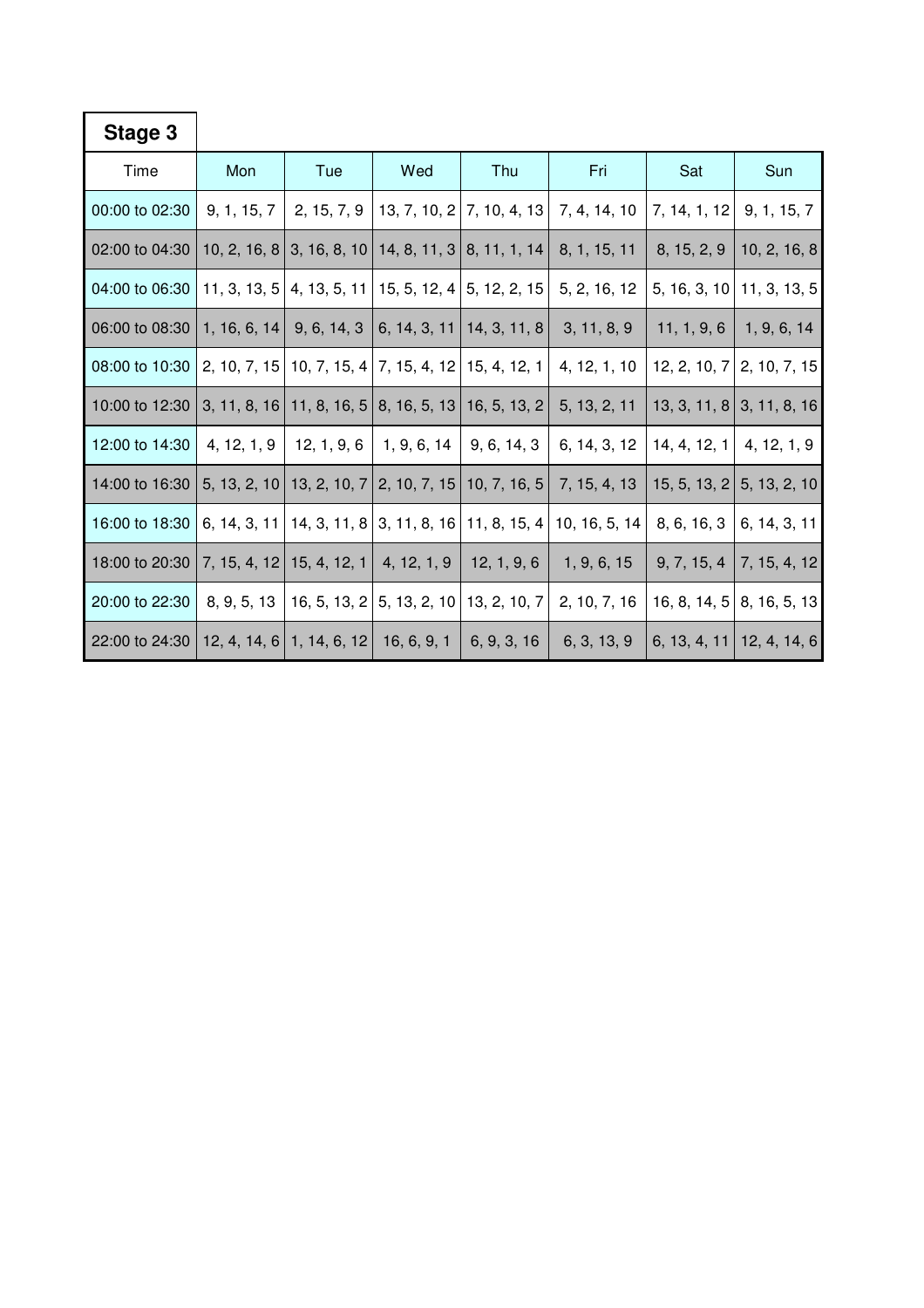## Stage 3

| Time | Mon | Tue | Wed | Thu | Fri | Sat | Sun |
|---|---|---|---|---|---|---|---|
| 00:00 to 02:30 | 9, 1, 15, 7 | 2, 15, 7, 9 | 13, 7, 10, 2 | 7, 10, 4, 13 | 7, 4, 14, 10 | 7, 14, 1, 12 | 9, 1, 15, 7 |
| 02:00 to 04:30 | 10, 2, 16, 8 | 3, 16, 8, 10 | 14, 8, 11, 3 | 8, 11, 1, 14 | 8, 1, 15, 11 | 8, 15, 2, 9 | 10, 2, 16, 8 |
| 04:00 to 06:30 | 11, 3, 13, 5 | 4, 13, 5, 11 | 15, 5, 12, 4 | 5, 12, 2, 15 | 5, 2, 16, 12 | 5, 16, 3, 10 | 11, 3, 13, 5 |
| 06:00 to 08:30 | 1, 16, 6, 14 | 9, 6, 14, 3 | 6, 14, 3, 11 | 14, 3, 11, 8 | 3, 11, 8, 9 | 11, 1, 9, 6 | 1, 9, 6, 14 |
| 08:00 to 10:30 | 2, 10, 7, 15 | 10, 7, 15, 4 | 7, 15, 4, 12 | 15, 4, 12, 1 | 4, 12, 1, 10 | 12, 2, 10, 7 | 2, 10, 7, 15 |
| 10:00 to 12:30 | 3, 11, 8, 16 | 11, 8, 16, 5 | 8, 16, 5, 13 | 16, 5, 13, 2 | 5, 13, 2, 11 | 13, 3, 11, 8 | 3, 11, 8, 16 |
| 12:00 to 14:30 | 4, 12, 1, 9 | 12, 1, 9, 6 | 1, 9, 6, 14 | 9, 6, 14, 3 | 6, 14, 3, 12 | 14, 4, 12, 1 | 4, 12, 1, 9 |
| 14:00 to 16:30 | 5, 13, 2, 10 | 13, 2, 10, 7 | 2, 10, 7, 15 | 10, 7, 16, 5 | 7, 15, 4, 13 | 15, 5, 13, 2 | 5, 13, 2, 10 |
| 16:00 to 18:30 | 6, 14, 3, 11 | 14, 3, 11, 8 | 3, 11, 8, 16 | 11, 8, 15, 4 | 10, 16, 5, 14 | 8, 6, 16, 3 | 6, 14, 3, 11 |
| 18:00 to 20:30 | 7, 15, 4, 12 | 15, 4, 12, 1 | 4, 12, 1, 9 | 12, 1, 9, 6 | 1, 9, 6, 15 | 9, 7, 15, 4 | 7, 15, 4, 12 |
| 20:00 to 22:30 | 8, 9, 5, 13 | 16, 5, 13, 2 | 5, 13, 2, 10 | 13, 2, 10, 7 | 2, 10, 7, 16 | 16, 8, 14, 5 | 8, 16, 5, 13 |
| 22:00 to 24:30 | 12, 4, 14, 6 | 1, 14, 6, 12 | 16, 6, 9, 1 | 6, 9, 3, 16 | 6, 3, 13, 9 | 6, 13, 4, 11 | 12, 4, 14, 6 |